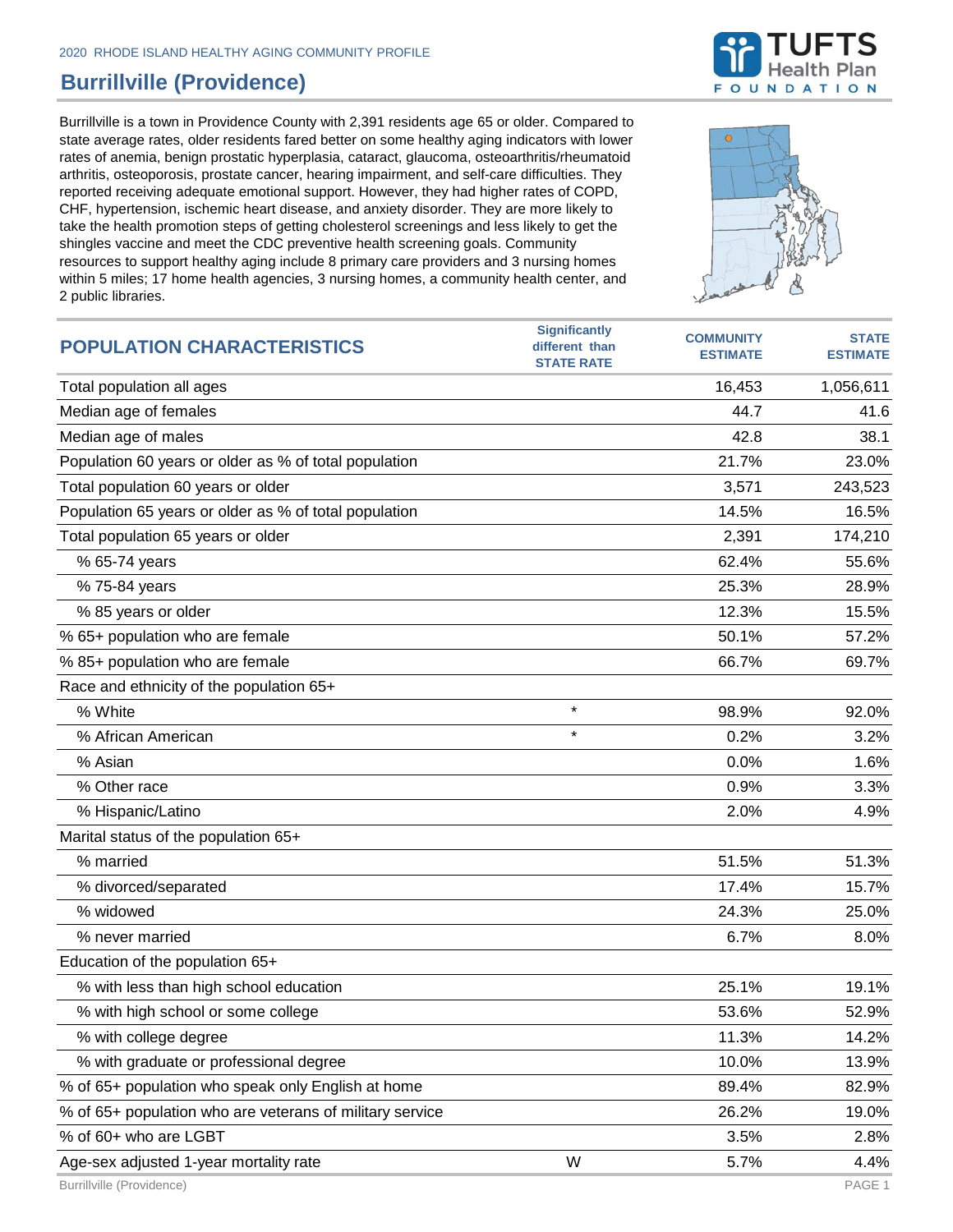2020 RHODE ISLAND HEALTHY AGING COMMUNITY PROFILE

# Burrillville (Providence)

Burrillville is a town in Providence County with 2,391 residents age 65 or older. Compared to state average rates, older residents fared better on some healthy aging indicators with lower rates of anemia, benign prostatic hyperplasia, cataract, glaucoma, osteoarthritis/rheumatoid arthritis, osteoporosis, prostate cancer, hearing impairment, and self-care difficulties. They reported receiving adequate emotional support. However, they had higher rates of COPD, CHF, hypertension, ischemic heart disease, and anxiety disorder. They are more likely to take the health promotion steps of getting cholesterol screenings and less likely to get the shingles vaccine and meet the CDC preventive health screening goals. Community resources to support healthy aging include 8 primary care providers and 3 nursing homes within 5 miles; 17 home health agencies, 3 nursing homes, a community health center, and 2 public libraries.

| POPULATION CHARACTERISTICS | Significantly different than STATE RATE | COMMUNITY ESTIMATE | STATE ESTIMATE |
|---|---|---|---|
| Total population all ages | | 16,453 | 1,056,611 |
| Median age of females | | 44.7 | 41.6 |
| Median age of males | | 42.8 | 38.1 |
| Population 60 years or older as % of total population | | 21.7% | 23.0% |
| Total population 60 years or older | | 3,571 | 243,523 |
| Population 65 years or older as % of total population | | 14.5% | 16.5% |
| Total population 65 years or older | | 2,391 | 174,210 |
| % 65-74 years | | 62.4% | 55.6% |
| % 75-84 years | | 25.3% | 28.9% |
| % 85 years or older | | 12.3% | 15.5% |
| % 65+ population who are female | | 50.1% | 57.2% |
| % 85+ population who are female | | 66.7% | 69.7% |
| Race and ethnicity of the population 65+ | | | |
| % White | * | 98.9% | 92.0% |
| % African American | * | 0.2% | 3.2% |
| % Asian | | 0.0% | 1.6% |
| % Other race | | 0.9% | 3.3% |
| % Hispanic/Latino | | 2.0% | 4.9% |
| Marital status of the population 65+ | | | |
| % married | | 51.5% | 51.3% |
| % divorced/separated | | 17.4% | 15.7% |
| % widowed | | 24.3% | 25.0% |
| % never married | | 6.7% | 8.0% |
| Education of the population 65+ | | | |
| % with less than high school education | | 25.1% | 19.1% |
| % with high school or some college | | 53.6% | 52.9% |
| % with college degree | | 11.3% | 14.2% |
| % with graduate or professional degree | | 10.0% | 13.9% |
| % of 65+ population who speak only English at home | | 89.4% | 82.9% |
| % of 65+ population who are veterans of military service | | 26.2% | 19.0% |
| % of 60+ who are LGBT | | 3.5% | 2.8% |
| Age-sex adjusted 1-year mortality rate | W | 5.7% | 4.4% |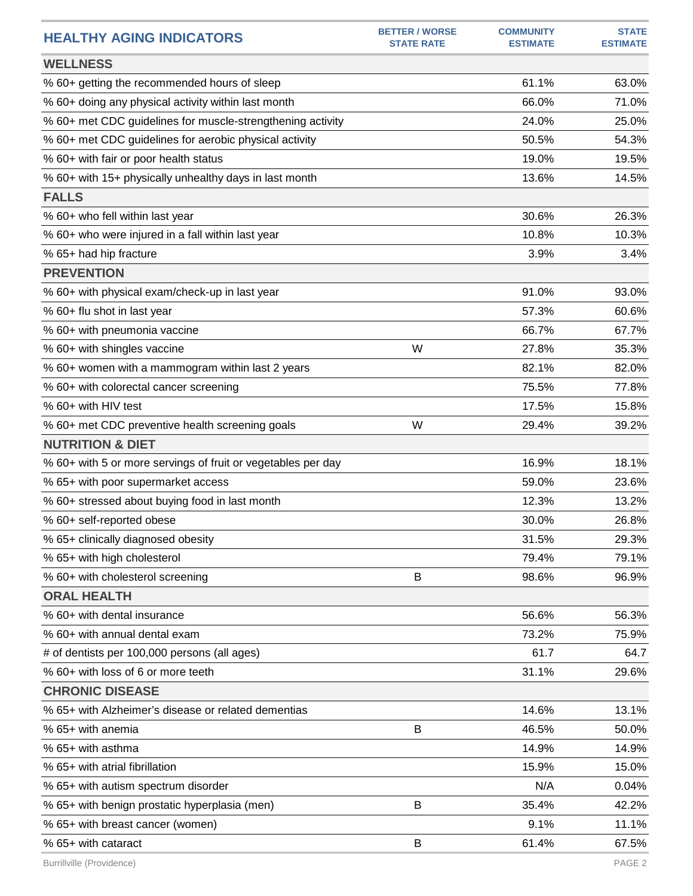| HEALTHY AGING INDICATORS | BETTER / WORSE STATE RATE | COMMUNITY ESTIMATE | STATE ESTIMATE |
|---|---|---|---|
| **WELLNESS** | | | |
| % 60+ getting the recommended hours of sleep | | 61.1% | 63.0% |
| % 60+ doing any physical activity within last month | | 66.0% | 71.0% |
| % 60+ met CDC guidelines for muscle-strengthening activity | | 24.0% | 25.0% |
| % 60+ met CDC guidelines for aerobic physical activity | | 50.5% | 54.3% |
| % 60+ with fair or poor health status | | 19.0% | 19.5% |
| % 60+ with 15+ physically unhealthy days in last month | | 13.6% | 14.5% |
| **FALLS** | | | |
| % 60+ who fell within last year | | 30.6% | 26.3% |
| % 60+ who were injured in a fall within last year | | 10.8% | 10.3% |
| % 65+ had hip fracture | | 3.9% | 3.4% |
| **PREVENTION** | | | |
| % 60+ with physical exam/check-up in last year | | 91.0% | 93.0% |
| % 60+ flu shot in last year | | 57.3% | 60.6% |
| % 60+ with pneumonia vaccine | | 66.7% | 67.7% |
| % 60+ with shingles vaccine | W | 27.8% | 35.3% |
| % 60+ women with a mammogram within last 2 years | | 82.1% | 82.0% |
| % 60+ with colorectal cancer screening | | 75.5% | 77.8% |
| % 60+ with HIV test | | 17.5% | 15.8% |
| % 60+ met CDC preventive health screening goals | W | 29.4% | 39.2% |
| **NUTRITION & DIET** | | | |
| % 60+ with 5 or more servings of fruit or vegetables per day | | 16.9% | 18.1% |
| % 65+ with poor supermarket access | | 59.0% | 23.6% |
| % 60+ stressed about buying food in last month | | 12.3% | 13.2% |
| % 60+ self-reported obese | | 30.0% | 26.8% |
| % 65+ clinically diagnosed obesity | | 31.5% | 29.3% |
| % 65+ with high cholesterol | | 79.4% | 79.1% |
| % 60+ with cholesterol screening | B | 98.6% | 96.9% |
| **ORAL HEALTH** | | | |
| % 60+ with dental insurance | | 56.6% | 56.3% |
| % 60+ with annual dental exam | | 73.2% | 75.9% |
| # of dentists per 100,000 persons (all ages) | | 61.7 | 64.7 |
| % 60+ with loss of 6 or more teeth | | 31.1% | 29.6% |
| **CHRONIC DISEASE** | | | |
| % 65+ with Alzheimer's disease or related dementias | | 14.6% | 13.1% |
| % 65+ with anemia | B | 46.5% | 50.0% |
| % 65+ with asthma | | 14.9% | 14.9% |
| % 65+ with atrial fibrillation | | 15.9% | 15.0% |
| % 65+ with autism spectrum disorder | | N/A | 0.04% |
| % 65+ with benign prostatic hyperplasia (men) | B | 35.4% | 42.2% |
| % 65+ with breast cancer (women) | | 9.1% | 11.1% |
| % 65+ with cataract | B | 61.4% | 67.5% |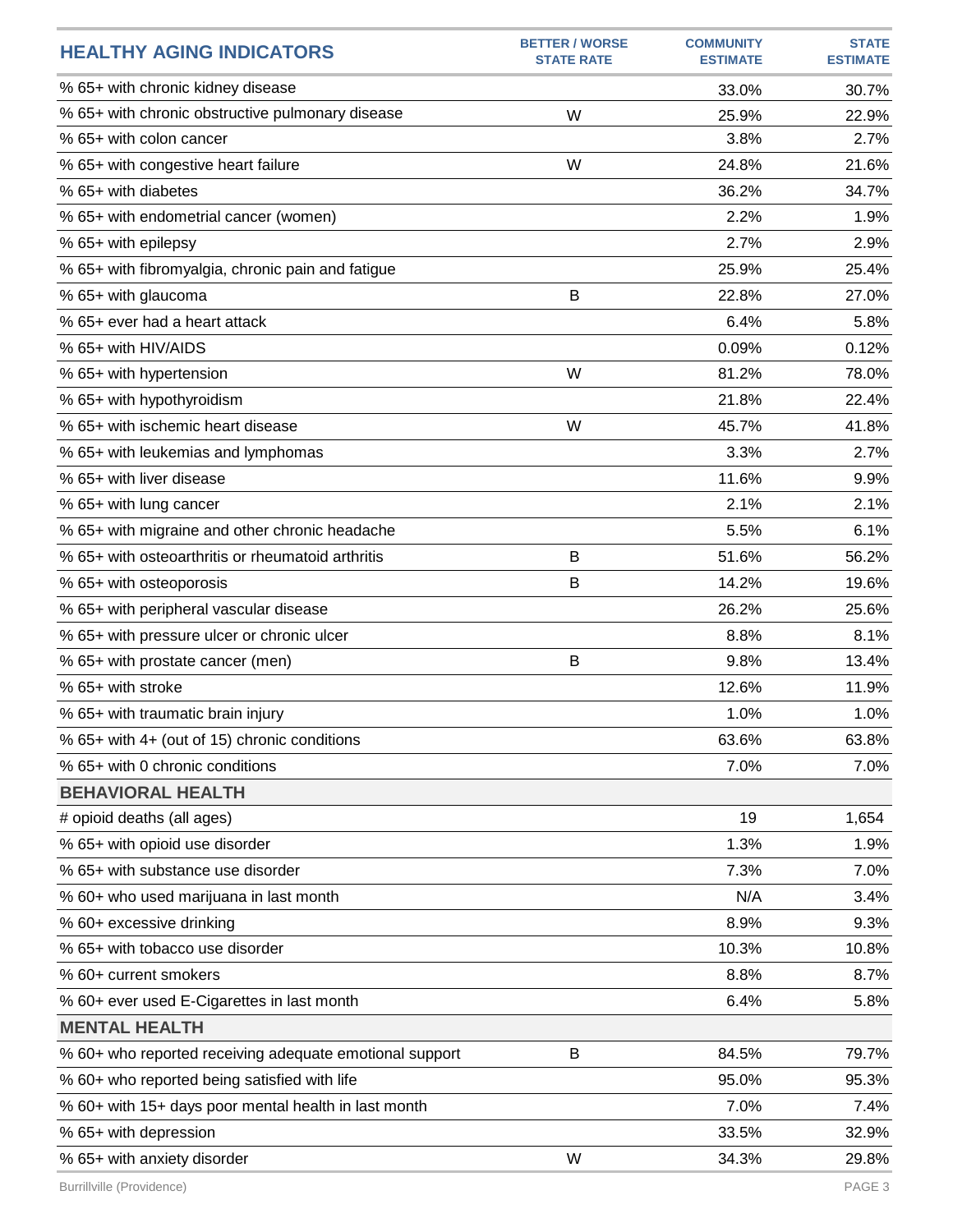| HEALTHY AGING INDICATORS | BETTER / WORSE STATE RATE | COMMUNITY ESTIMATE | STATE ESTIMATE |
|---|---|---|---|
| % 65+ with chronic kidney disease | | 33.0% | 30.7% |
| % 65+ with chronic obstructive pulmonary disease | W | 25.9% | 22.9% |
| % 65+ with colon cancer | | 3.8% | 2.7% |
| % 65+ with congestive heart failure | W | 24.8% | 21.6% |
| % 65+ with diabetes | | 36.2% | 34.7% |
| % 65+ with endometrial cancer (women) | | 2.2% | 1.9% |
| % 65+ with epilepsy | | 2.7% | 2.9% |
| % 65+ with fibromyalgia, chronic pain and fatigue | | 25.9% | 25.4% |
| % 65+ with glaucoma | B | 22.8% | 27.0% |
| % 65+ ever had a heart attack | | 6.4% | 5.8% |
| % 65+ with HIV/AIDS | | 0.09% | 0.12% |
| % 65+ with hypertension | W | 81.2% | 78.0% |
| % 65+ with hypothyroidism | | 21.8% | 22.4% |
| % 65+ with ischemic heart disease | W | 45.7% | 41.8% |
| % 65+ with leukemias and lymphomas | | 3.3% | 2.7% |
| % 65+ with liver disease | | 11.6% | 9.9% |
| % 65+ with lung cancer | | 2.1% | 2.1% |
| % 65+ with migraine and other chronic headache | | 5.5% | 6.1% |
| % 65+ with osteoarthritis or rheumatoid arthritis | B | 51.6% | 56.2% |
| % 65+ with osteoporosis | B | 14.2% | 19.6% |
| % 65+ with peripheral vascular disease | | 26.2% | 25.6% |
| % 65+ with pressure ulcer or chronic ulcer | | 8.8% | 8.1% |
| % 65+ with prostate cancer (men) | B | 9.8% | 13.4% |
| % 65+ with stroke | | 12.6% | 11.9% |
| % 65+ with traumatic brain injury | | 1.0% | 1.0% |
| % 65+ with 4+ (out of 15) chronic conditions | | 63.6% | 63.8% |
| % 65+ with 0 chronic conditions | | 7.0% | 7.0% |
| **BEHAVIORAL HEALTH** | | | |
| # opioid deaths (all ages) | | 19 | 1,654 |
| % 65+ with opioid use disorder | | 1.3% | 1.9% |
| % 65+ with substance use disorder | | 7.3% | 7.0% |
| % 60+ who used marijuana in last month | | N/A | 3.4% |
| % 60+ excessive drinking | | 8.9% | 9.3% |
| % 65+ with tobacco use disorder | | 10.3% | 10.8% |
| % 60+ current smokers | | 8.8% | 8.7% |
| % 60+ ever used E-Cigarettes in last month | | 6.4% | 5.8% |
| **MENTAL HEALTH** | | | |
| % 60+ who reported receiving adequate emotional support | B | 84.5% | 79.7% |
| % 60+ who reported being satisfied with life | | 95.0% | 95.3% |
| % 60+ with 15+ days poor mental health in last month | | 7.0% | 7.4% |
| % 65+ with depression | | 33.5% | 32.9% |
| % 65+ with anxiety disorder | W | 34.3% | 29.8% |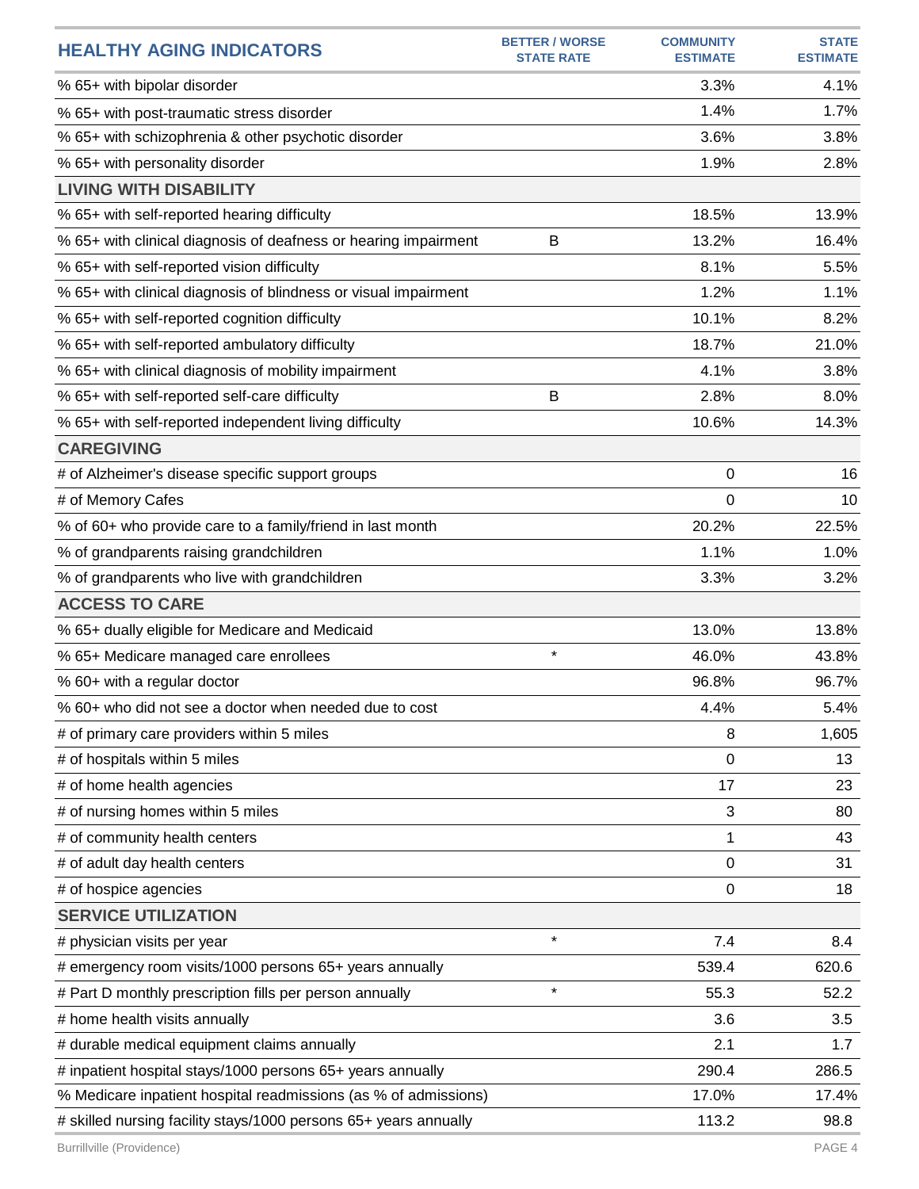| HEALTHY AGING INDICATORS | BETTER / WORSE STATE RATE | COMMUNITY ESTIMATE | STATE ESTIMATE |
|---|---|---|---|
| % 65+ with bipolar disorder | | 3.3% | 4.1% |
| % 65+ with post-traumatic stress disorder | | 1.4% | 1.7% |
| % 65+ with schizophrenia & other psychotic disorder | | 3.6% | 3.8% |
| % 65+ with personality disorder | | 1.9% | 2.8% |
| **LIVING WITH DISABILITY** | | | |
| % 65+ with self-reported hearing difficulty | | 18.5% | 13.9% |
| % 65+ with clinical diagnosis of deafness or hearing impairment | B | 13.2% | 16.4% |
| % 65+ with self-reported vision difficulty | | 8.1% | 5.5% |
| % 65+ with clinical diagnosis of blindness or visual impairment | | 1.2% | 1.1% |
| % 65+ with self-reported cognition difficulty | | 10.1% | 8.2% |
| % 65+ with self-reported ambulatory difficulty | | 18.7% | 21.0% |
| % 65+ with clinical diagnosis of mobility impairment | | 4.1% | 3.8% |
| % 65+ with self-reported self-care difficulty | B | 2.8% | 8.0% |
| % 65+ with self-reported independent living difficulty | | 10.6% | 14.3% |
| **CAREGIVING** | | | |
| # of Alzheimer's disease specific support groups | | 0 | 16 |
| # of Memory Cafes | | 0 | 10 |
| % of 60+ who provide care to a family/friend in last month | | 20.2% | 22.5% |
| % of grandparents raising grandchildren | | 1.1% | 1.0% |
| % of grandparents who live with grandchildren | | 3.3% | 3.2% |
| **ACCESS TO CARE** | | | |
| % 65+ dually eligible for Medicare and Medicaid | | 13.0% | 13.8% |
| % 65+ Medicare managed care enrollees | * | 46.0% | 43.8% |
| % 60+ with a regular doctor | | 96.8% | 96.7% |
| % 60+ who did not see a doctor when needed due to cost | | 4.4% | 5.4% |
| # of primary care providers within 5 miles | | 8 | 1,605 |
| # of hospitals within 5 miles | | 0 | 13 |
| # of home health agencies | | 17 | 23 |
| # of nursing homes within 5 miles | | 3 | 80 |
| # of community health centers | | 1 | 43 |
| # of adult day health centers | | 0 | 31 |
| # of hospice agencies | | 0 | 18 |
| **SERVICE UTILIZATION** | | | |
| # physician visits per year | * | 7.4 | 8.4 |
| # emergency room visits/1000 persons 65+ years annually | | 539.4 | 620.6 |
| # Part D monthly prescription fills per person annually | * | 55.3 | 52.2 |
| # home health visits annually | | 3.6 | 3.5 |
| # durable medical equipment claims annually | | 2.1 | 1.7 |
| # inpatient hospital stays/1000 persons 65+ years annually | | 290.4 | 286.5 |
| % Medicare inpatient hospital readmissions (as % of admissions) | | 17.0% | 17.4% |
| # skilled nursing facility stays/1000 persons 65+ years annually | | 113.2 | 98.8 |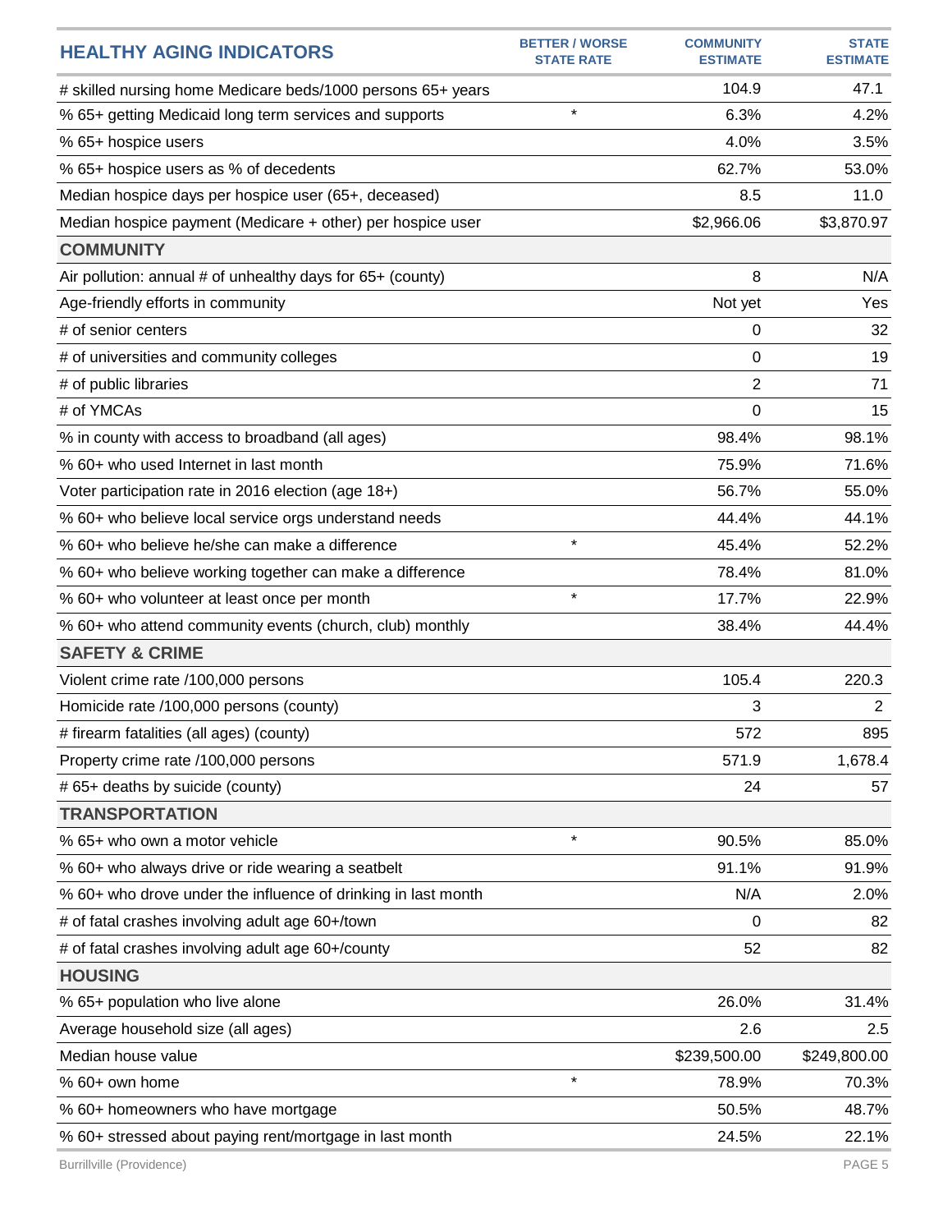| HEALTHY AGING INDICATORS | BETTER / WORSE STATE RATE | COMMUNITY ESTIMATE | STATE ESTIMATE |
|---|---|---|---|
| # skilled nursing home Medicare beds/1000 persons 65+ years | | 104.9 | 47.1 |
| % 65+ getting Medicaid long term services and supports | * | 6.3% | 4.2% |
| % 65+ hospice users | | 4.0% | 3.5% |
| % 65+ hospice users as % of decedents | | 62.7% | 53.0% |
| Median hospice days per hospice user (65+, deceased) | | 8.5 | 11.0 |
| Median hospice payment (Medicare + other) per hospice user | | $2,966.06 | $3,870.97 |
| **COMMUNITY** | | | |
| Air pollution: annual # of unhealthy days for 65+ (county) | | 8 | N/A |
| Age-friendly efforts in community | | Not yet | Yes |
| # of senior centers | | 0 | 32 |
| # of universities and community colleges | | 0 | 19 |
| # of public libraries | | 2 | 71 |
| # of YMCAs | | 0 | 15 |
| % in county with access to broadband (all ages) | | 98.4% | 98.1% |
| % 60+ who used Internet in last month | | 75.9% | 71.6% |
| Voter participation rate in 2016 election (age 18+) | | 56.7% | 55.0% |
| % 60+ who believe local service orgs understand needs | | 44.4% | 44.1% |
| % 60+ who believe he/she can make a difference | * | 45.4% | 52.2% |
| % 60+ who believe working together can make a difference | | 78.4% | 81.0% |
| % 60+ who volunteer at least once per month | * | 17.7% | 22.9% |
| % 60+ who attend community events (church, club) monthly | | 38.4% | 44.4% |
| **SAFETY & CRIME** | | | |
| Violent crime rate /100,000 persons | | 105.4 | 220.3 |
| Homicide rate /100,000 persons (county) | | 3 | 2 |
| # firearm fatalities (all ages) (county) | | 572 | 895 |
| Property crime rate /100,000 persons | | 571.9 | 1,678.4 |
| # 65+ deaths by suicide (county) | | 24 | 57 |
| **TRANSPORTATION** | | | |
| % 65+ who own a motor vehicle | * | 90.5% | 85.0% |
| % 60+ who always drive or ride wearing a seatbelt | | 91.1% | 91.9% |
| % 60+ who drove under the influence of drinking in last month | | N/A | 2.0% |
| # of fatal crashes involving adult age 60+/town | | 0 | 82 |
| # of fatal crashes involving adult age 60+/county | | 52 | 82 |
| **HOUSING** | | | |
| % 65+ population who live alone | | 26.0% | 31.4% |
| Average household size (all ages) | | 2.6 | 2.5 |
| Median house value | | $239,500.00 | $249,800.00 |
| % 60+ own home | * | 78.9% | 70.3% |
| % 60+ homeowners who have mortgage | | 50.5% | 48.7% |
| % 60+ stressed about paying rent/mortgage in last month | | 24.5% | 22.1% |

Burrillville (Providence)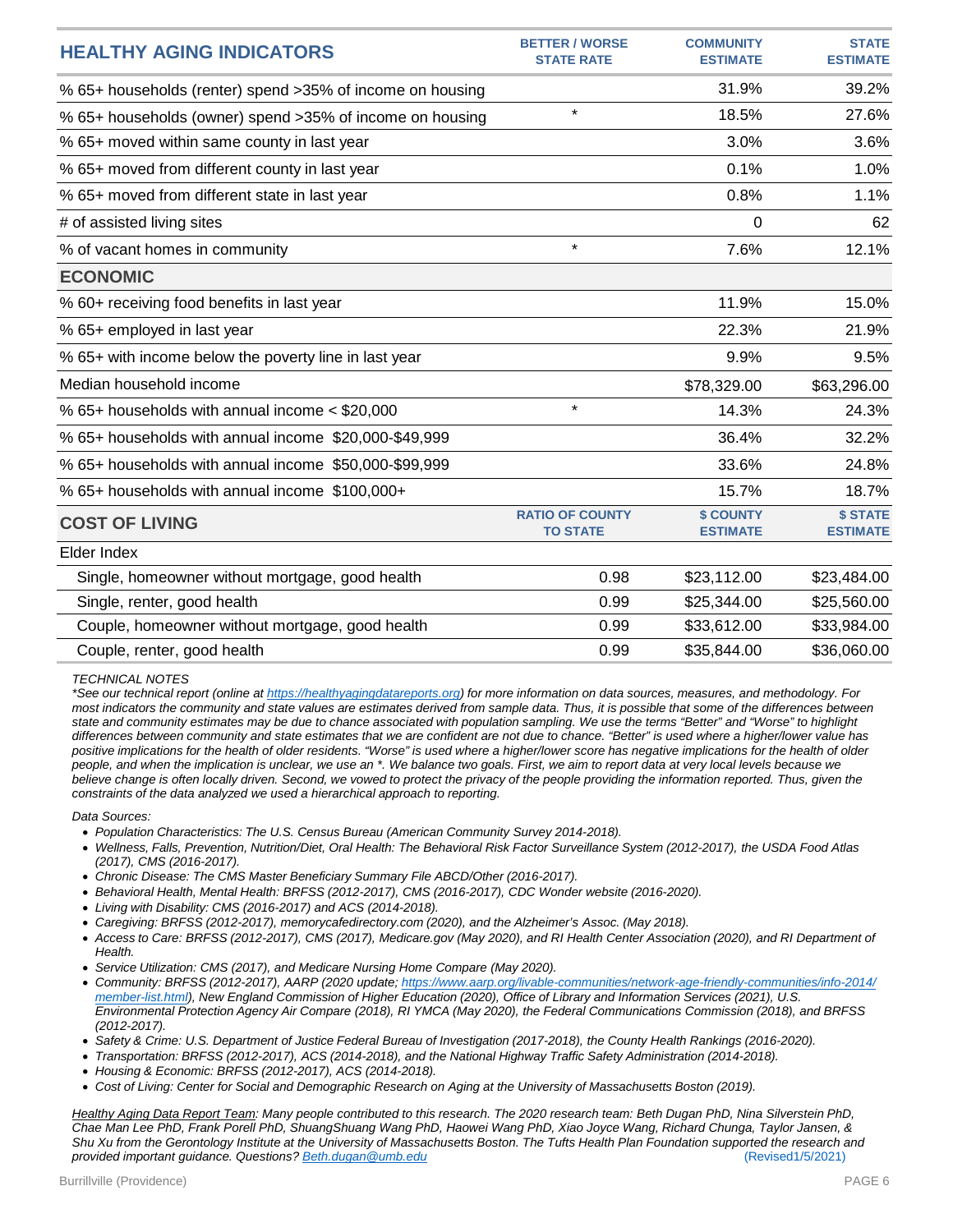| HEALTHY AGING INDICATORS | BETTER / WORSE STATE RATE | COMMUNITY ESTIMATE | STATE ESTIMATE |
|---|---|---|---|
| % 65+ households (renter) spend >35% of income on housing | | 31.9% | 39.2% |
| % 65+ households (owner) spend >35% of income on housing | * | 18.5% | 27.6% |
| % 65+ moved within same county in last year | | 3.0% | 3.6% |
| % 65+ moved from different county in last year | | 0.1% | 1.0% |
| % 65+ moved from different state in last year | | 0.8% | 1.1% |
| # of assisted living sites | | 0 | 62 |
| % of vacant homes in community | * | 7.6% | 12.1% |
| **ECONOMIC** | | | |
| % 60+ receiving food benefits in last year | | 11.9% | 15.0% |
| % 65+ employed in last year | | 22.3% | 21.9% |
| % 65+ with income below the poverty line in last year | | 9.9% | 9.5% |
| Median household income | | $78,329.00 | $63,296.00 |
| % 65+ households with annual income < $20,000 | * | 14.3% | 24.3% |
| % 65+ households with annual income $20,000-$49,999 | | 36.4% | 32.2% |
| % 65+ households with annual income $50,000-$99,999 | | 33.6% | 24.8% |
| % 65+ households with annual income $100,000+ | | 15.7% | 18.7% |

| COST OF LIVING | RATIO OF COUNTY TO STATE | $ COUNTY ESTIMATE | $ STATE ESTIMATE |
|---|---|---|---|
| Elder Index | | | |
| Single, homeowner without mortgage, good health | 0.98 | $23,112.00 | $23,484.00 |
| Single, renter, good health | 0.99 | $25,344.00 | $25,560.00 |
| Couple, homeowner without mortgage, good health | 0.99 | $33,612.00 | $33,984.00 |
| Couple, renter, good health | 0.99 | $35,844.00 | $36,060.00 |

*TECHNICAL NOTES*

**See our technical report (online at https://healthyagingdatareports.org) for more information on data sources, measures, and methodology. For most indicators the community and state values are estimates derived from sample data. Thus, it is possible that some of the differences between state and community estimates may be due to chance associated with population sampling. We use the terms "Better" and "Worse" to highlight differences between community and state estimates that we are confident are not due to chance. "Better" is used where a higher/lower value has positive implications for the health of older residents. "Worse" is used where a higher/lower score has negative implications for the health of older people, and when the implication is unclear, we use an *. We balance two goals. First, we aim to report data at very local levels because we believe change is often locally driven. Second, we vowed to protect the privacy of the people providing the information reported. Thus, given the constraints of the data analyzed we used a hierarchical approach to reporting.*

*Data Sources:*

- *Population Characteristics: The U.S. Census Bureau (American Community Survey 2014-2018).*
- *Wellness, Falls, Prevention, Nutrition/Diet, Oral Health: The Behavioral Risk Factor Surveillance System (2012-2017), the USDA Food Atlas (2017), CMS (2016-2017).*
- *Chronic Disease: The CMS Master Beneficiary Summary File ABCD/Other (2016-2017).*
- *Behavioral Health, Mental Health: BRFSS (2012-2017), CMS (2016-2017), CDC Wonder website (2016-2020).*
- *Living with Disability: CMS (2016-2017) and ACS (2014-2018).*
- *Caregiving: BRFSS (2012-2017), memorycafedirectory.com (2020), and the Alzheimer's Assoc. (May 2018).*
- *Access to Care: BRFSS (2012-2017), CMS (2017), Medicare.gov (May 2020), and RI Health Center Association (2020), and RI Department of Health.*
- *Service Utilization: CMS (2017), and Medicare Nursing Home Compare (May 2020).*
- *Community: BRFSS (2012-2017), AARP (2020 update; https://www.aarp.org/livable-communities/network-age-friendly-communities/info-2014/member-list.html), New England Commission of Higher Education (2020), Office of Library and Information Services (2021), U.S. Environmental Protection Agency Air Compare (2018), RI YMCA (May 2020), the Federal Communications Commission (2018), and BRFSS (2012-2017).*
- *Safety & Crime: U.S. Department of Justice Federal Bureau of Investigation (2017-2018), the County Health Rankings (2016-2020).*
- *Transportation: BRFSS (2012-2017), ACS (2014-2018), and the National Highway Traffic Safety Administration (2014-2018).*
- *Housing & Economic: BRFSS (2012-2017), ACS (2014-2018).*
- *Cost of Living: Center for Social and Demographic Research on Aging at the University of Massachusetts Boston (2019).*

*Healthy Aging Data Report Team: Many people contributed to this research. The 2020 research team: Beth Dugan PhD, Nina Silverstein PhD, Chae Man Lee PhD, Frank Porell PhD, ShuangShuang Wang PhD, Haowei Wang PhD, Xiao Joyce Wang, Richard Chunga, Taylor Jansen, & Shu Xu from the Gerontology Institute at the University of Massachusetts Boston. The Tufts Health Plan Foundation supported the research and provided important guidance. Questions? Beth.dugan@umb.edu* (Revised1/5/2021)